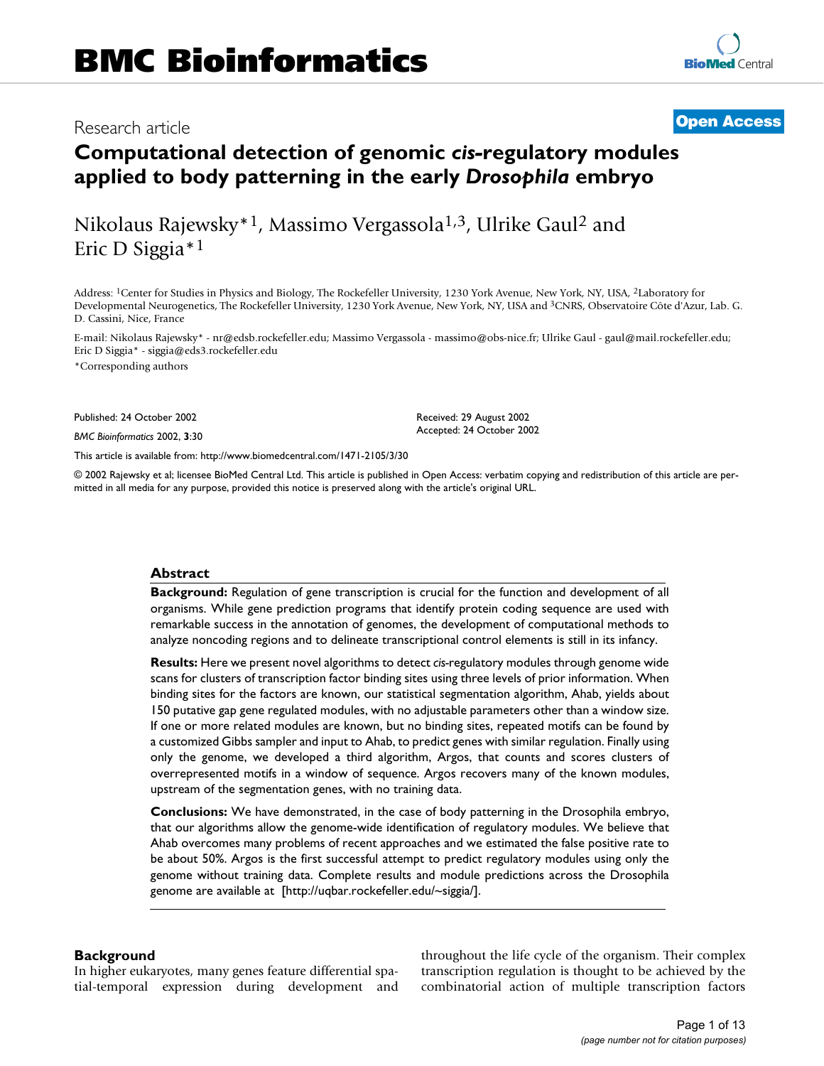Research article

**Open Access**

# Computational detection of genomic *cis*-regulatory modules applied to body patterning in the early *Drosophila* embryo

Nikolaus Rajewsky*[1], Massimo Vergassola[1,3], Ulrike Gaul[2] and Eric D Siggia*[1]

Address: [1]Center for Studies in Physics and Biology, The Rockefeller University, 1230 York Avenue, New York, NY, USA, [2]Laboratory for Developmental Neurogenetics, The Rockefeller University, 1230 York Avenue, New York, NY, USA and [3]CNRS, Observatoire Côte d'Azur, Lab. G. D. Cassini, Nice, France

E-mail: Nikolaus Rajewsky* - nr@edsb.rockefeller.edu; Massimo Vergassola - massimo@obs-nice.fr; Ulrike Gaul - gaul@mail.rockefeller.edu; Eric D Siggia* - siggia@eds3.rockefeller.edu

*Corresponding authors

Published: 24 October 2002

*BMC Bioinformatics* 2002, **3**:30

Received: 29 August 2002
Accepted: 24 October 2002

This article is available from: http://www.biomedcentral.com/1471-2105/3/30

© 2002 Rajewsky et al; licensee BioMed Central Ltd. This article is published in Open Access: verbatim copying and redistribution of this article are permitted in all media for any purpose, provided this notice is preserved along with the article's original URL.

## Abstract

**Background:** Regulation of gene transcription is crucial for the function and development of all organisms. While gene prediction programs that identify protein coding sequence are used with remarkable success in the annotation of genomes, the development of computational methods to analyze noncoding regions and to delineate transcriptional control elements is still in its infancy.

**Results:** Here we present novel algorithms to detect *cis*-regulatory modules through genome wide scans for clusters of transcription factor binding sites using three levels of prior information. When binding sites for the factors are known, our statistical segmentation algorithm, Ahab, yields about 150 putative gap gene regulated modules, with no adjustable parameters other than a window size. If one or more related modules are known, but no binding sites, repeated motifs can be found by a customized Gibbs sampler and input to Ahab, to predict genes with similar regulation. Finally using only the genome, we developed a third algorithm, Argos, that counts and scores clusters of overrepresented motifs in a window of sequence. Argos recovers many of the known modules, upstream of the segmentation genes, with no training data.

**Conclusions:** We have demonstrated, in the case of body patterning in the Drosophila embryo, that our algorithms allow the genome-wide identification of regulatory modules. We believe that Ahab overcomes many problems of recent approaches and we estimated the false positive rate to be about 50%. Argos is the first successful attempt to predict regulatory modules using only the genome without training data. Complete results and module predictions across the Drosophila genome are available at [http://uqbar.rockefeller.edu/~siggia/].

## Background

In higher eukaryotes, many genes feature differential spatial-temporal expression during development and throughout the life cycle of the organism. Their complex transcription regulation is thought to be achieved by the combinatorial action of multiple transcription factors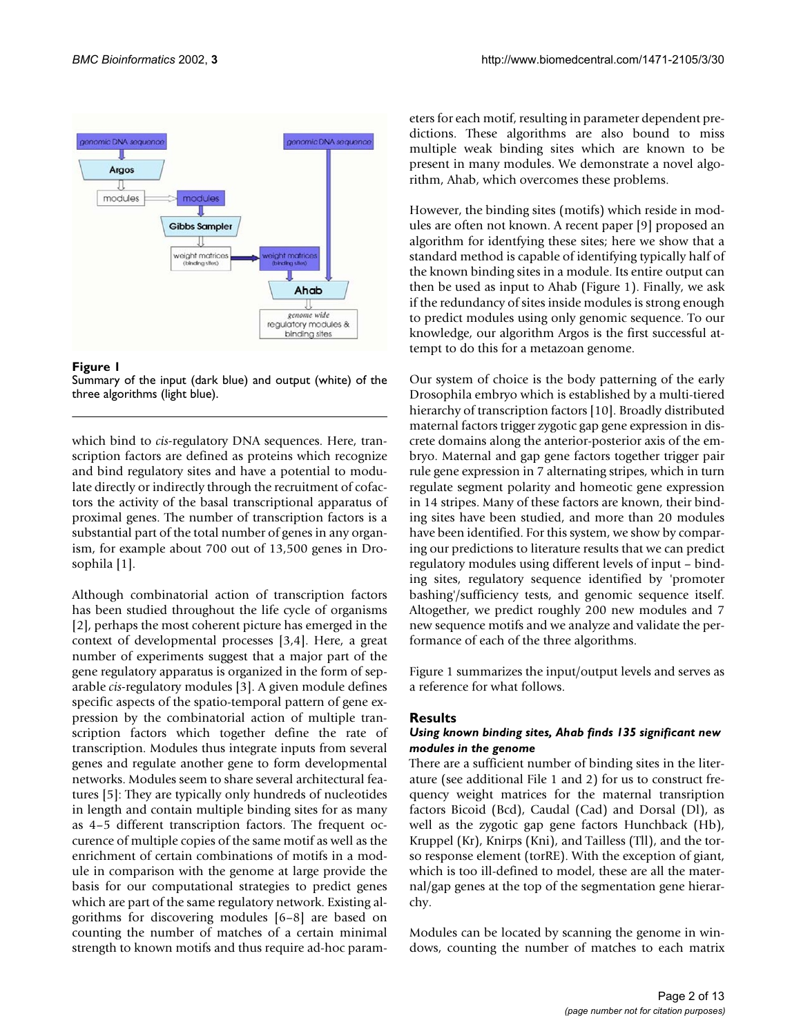**Figure 1**
Summary of the input (dark blue) and output (white) of the three algorithms (light blue).

which bind to *cis*-regulatory DNA sequences. Here, transcription factors are defined as proteins which recognize and bind regulatory sites and have a potential to modulate directly or indirectly through the recruitment of cofactors the activity of the basal transcriptional apparatus of proximal genes. The number of transcription factors is a substantial part of the total number of genes in any organism, for example about 700 out of 13,500 genes in Drosophila [1].

Although combinatorial action of transcription factors has been studied throughout the life cycle of organisms [2], perhaps the most coherent picture has emerged in the context of developmental processes [3,4]. Here, a great number of experiments suggest that a major part of the gene regulatory apparatus is organized in the form of separable *cis*-regulatory modules [3]. A given module defines specific aspects of the spatio-temporal pattern of gene expression by the combinatorial action of multiple transcription factors which together define the rate of transcription. Modules thus integrate inputs from several genes and regulate another gene to form developmental networks. Modules seem to share several architectural features [5]: They are typically only hundreds of nucleotides in length and contain multiple binding sites for as many as 4–5 different transcription factors. The frequent occurence of multiple copies of the same motif as well as the enrichment of certain combinations of motifs in a module in comparison with the genome at large provide the basis for our computational strategies to predict genes which are part of the same regulatory network. Existing algorithms for discovering modules [6–8] are based on counting the number of matches of a certain minimal strength to known motifs and thus require ad-hoc parameters for each motif, resulting in parameter dependent predictions. These algorithms are also bound to miss multiple weak binding sites which are known to be present in many modules. We demonstrate a novel algorithm, Ahab, which overcomes these problems.

However, the binding sites (motifs) which reside in modules are often not known. A recent paper [9] proposed an algorithm for identfying these sites; here we show that a standard method is capable of identifying typically half of the known binding sites in a module. Its entire output can then be used as input to Ahab (Figure 1). Finally, we ask if the redundancy of sites inside modules is strong enough to predict modules using only genomic sequence. To our knowledge, our algorithm Argos is the first successful attempt to do this for a metazoan genome.

Our system of choice is the body patterning of the early Drosophila embryo which is established by a multi-tiered hierarchy of transcription factors [10]. Broadly distributed maternal factors trigger zygotic gap gene expression in discrete domains along the anterior-posterior axis of the embryo. Maternal and gap gene factors together trigger pair rule gene expression in 7 alternating stripes, which in turn regulate segment polarity and homeotic gene expression in 14 stripes. Many of these factors are known, their binding sites have been studied, and more than 20 modules have been identified. For this system, we show by comparing our predictions to literature results that we can predict regulatory modules using different levels of input – binding sites, regulatory sequence identified by 'promoter bashing'/sufficiency tests, and genomic sequence itself. Altogether, we predict roughly 200 new modules and 7 new sequence motifs and we analyze and validate the performance of each of the three algorithms.

Figure 1 summarizes the input/output levels and serves as a reference for what follows.

## Results

### *Using known binding sites, Ahab finds 135 significant new modules in the genome*

There are a sufficient number of binding sites in the literature (see additional File 1 and 2) for us to construct frequency weight matrices for the maternal transription factors Bicoid (Bcd), Caudal (Cad) and Dorsal (Dl), as well as the zygotic gap gene factors Hunchback (Hb), Kruppel (Kr), Knirps (Kni), and Tailless (Tll), and the torso response element (torRE). With the exception of giant, which is too ill-defined to model, these are all the maternal/gap genes at the top of the segmentation gene hierarchy.

Modules can be located by scanning the genome in windows, counting the number of matches to each matrix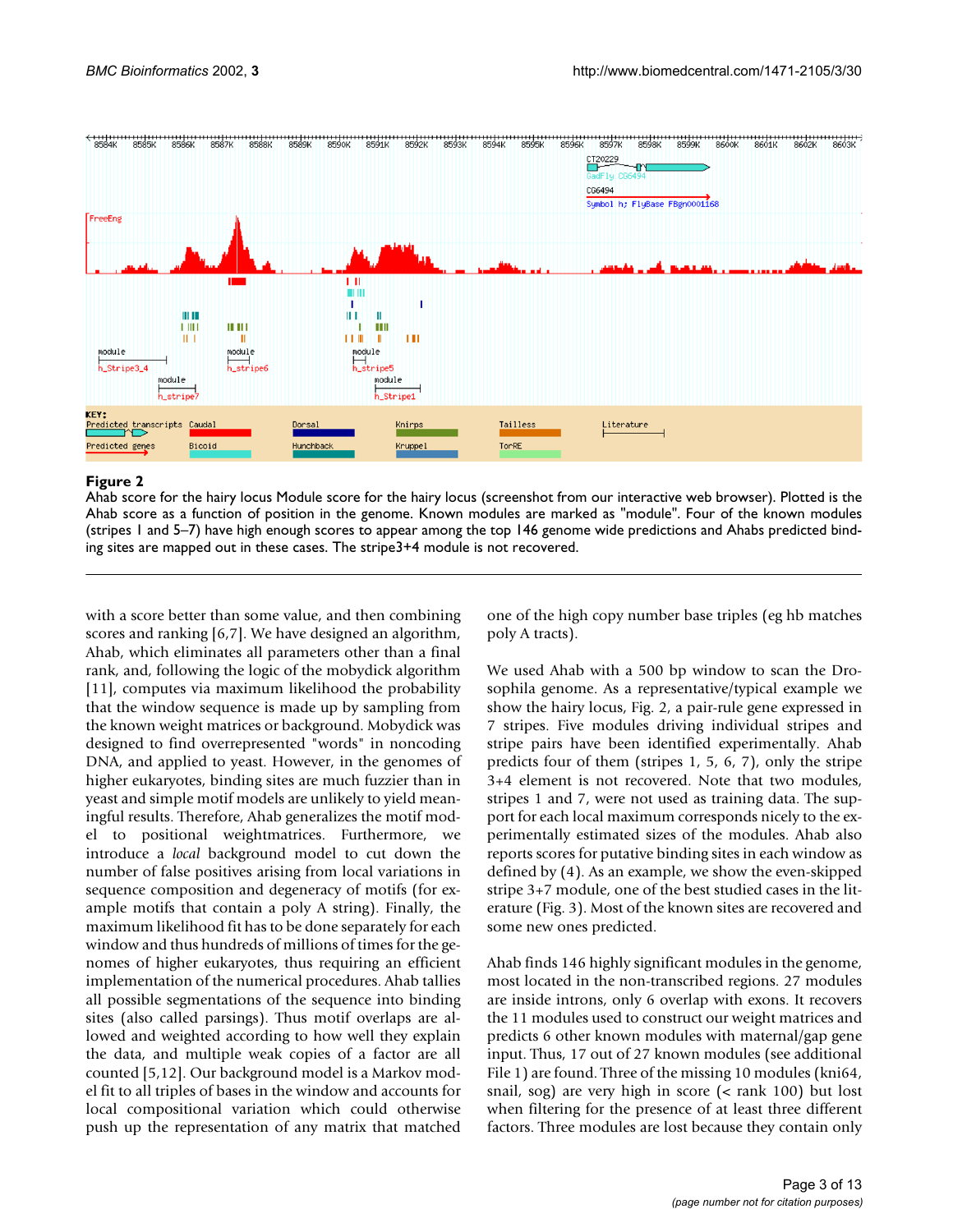**Figure 2**
Ahab score for the hairy locus Module score for the hairy locus (screenshot from our interactive web browser). Plotted is the Ahab score as a function of position in the genome. Known modules are marked as "module". Four of the known modules (stripes 1 and 5–7) have high enough scores to appear among the top 146 genome wide predictions and Ahabs predicted binding sites are mapped out in these cases. The stripe3+4 module is not recovered.

with a score better than some value, and then combining scores and ranking [6,7]. We have designed an algorithm, Ahab, which eliminates all parameters other than a final rank, and, following the logic of the mobydick algorithm [11], computes via maximum likelihood the probability that the window sequence is made up by sampling from the known weight matrices or background. Mobydick was designed to find overrepresented "words" in noncoding DNA, and applied to yeast. However, in the genomes of higher eukaryotes, binding sites are much fuzzier than in yeast and simple motif models are unlikely to yield meaningful results. Therefore, Ahab generalizes the motif model to positional weightmatrices. Furthermore, we introduce a *local* background model to cut down the number of false positives arising from local variations in sequence composition and degeneracy of motifs (for example motifs that contain a poly A string). Finally, the maximum likelihood fit has to be done separately for each window and thus hundreds of millions of times for the genomes of higher eukaryotes, thus requiring an efficient implementation of the numerical procedures. Ahab tallies all possible segmentations of the sequence into binding sites (also called parsings). Thus motif overlaps are allowed and weighted according to how well they explain the data, and multiple weak copies of a factor are all counted [5,12]. Our background model is a Markov model fit to all triples of bases in the window and accounts for local compositional variation which could otherwise push up the representation of any matrix that matched one of the high copy number base triples (eg hb matches poly A tracts).

We used Ahab with a 500 bp window to scan the Drosophila genome. As a representative/typical example we show the hairy locus, Fig. 2, a pair-rule gene expressed in 7 stripes. Five modules driving individual stripes and stripe pairs have been identified experimentally. Ahab predicts four of them (stripes 1, 5, 6, 7), only the stripe 3+4 element is not recovered. Note that two modules, stripes 1 and 7, were not used as training data. The support for each local maximum corresponds nicely to the experimentally estimated sizes of the modules. Ahab also reports scores for putative binding sites in each window as defined by (4). As an example, we show the even-skipped stripe 3+7 module, one of the best studied cases in the literature (Fig. 3). Most of the known sites are recovered and some new ones predicted.

Ahab finds 146 highly significant modules in the genome, most located in the non-transcribed regions. 27 modules are inside introns, only 6 overlap with exons. It recovers the 11 modules used to construct our weight matrices and predicts 6 other known modules with maternal/gap gene input. Thus, 17 out of 27 known modules (see additional File 1) are found. Three of the missing 10 modules (kni64, snail, sog) are very high in score (< rank 100) but lost when filtering for the presence of at least three different factors. Three modules are lost because they contain only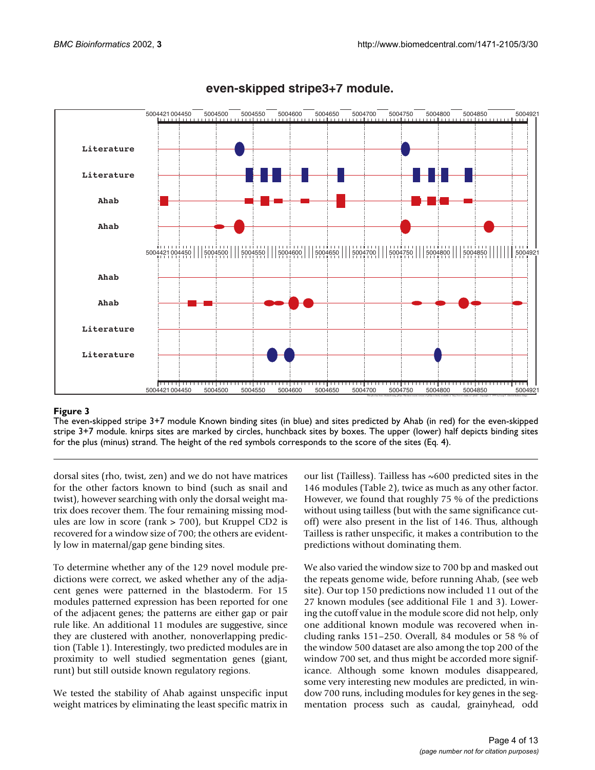**Figure 3**

The even-skipped stripe 3+7 module Known binding sites (in blue) and sites predicted by Ahab (in red) for the even-skipped stripe 3+7 module. knirps sites are marked by circles, hunchback sites by boxes. The upper (lower) half depicts binding sites for the plus (minus) strand. The height of the red symbols corresponds to the score of the sites (Eq. 4).

dorsal sites (rho, twist, zen) and we do not have matrices for the other factors known to bind (such as snail and twist), however searching with only the dorsal weight matrix does recover them. The four remaining missing modules are low in score (rank > 700), but Kruppel CD2 is recovered for a window size of 700; the others are evidently low in maternal/gap gene binding sites.

To determine whether any of the 129 novel module predictions were correct, we asked whether any of the adjacent genes were patterned in the blastoderm. For 15 modules patterned expression has been reported for one of the adjacent genes; the patterns are either gap or pair rule like. An additional 11 modules are suggestive, since they are clustered with another, nonoverlapping prediction (Table 1). Interestingly, two predicted modules are in proximity to well studied segmentation genes (giant, runt) but still outside known regulatory regions.

We tested the stability of Ahab against unspecific input weight matrices by eliminating the least specific matrix in our list (Tailless). Tailless has ~600 predicted sites in the 146 modules (Table 2), twice as much as any other factor. However, we found that roughly 75 % of the predictions without using tailless (but with the same significance cutoff) were also present in the list of 146. Thus, although Tailless is rather unspecific, it makes a contribution to the predictions without dominating them.

We also varied the window size to 700 bp and masked out the repeats genome wide, before running Ahab, (see web site). Our top 150 predictions now included 11 out of the 27 known modules (see additional File 1 and 3). Lowering the cutoff value in the module score did not help, only one additional known module was recovered when including ranks 151–250. Overall, 84 modules or 58 % of the window 500 dataset are also among the top 200 of the window 700 set, and thus might be accorded more significance. Although some known modules disappeared, some very interesting new modules are predicted, in window 700 runs, including modules for key genes in the segmentation process such as caudal, grainyhead, odd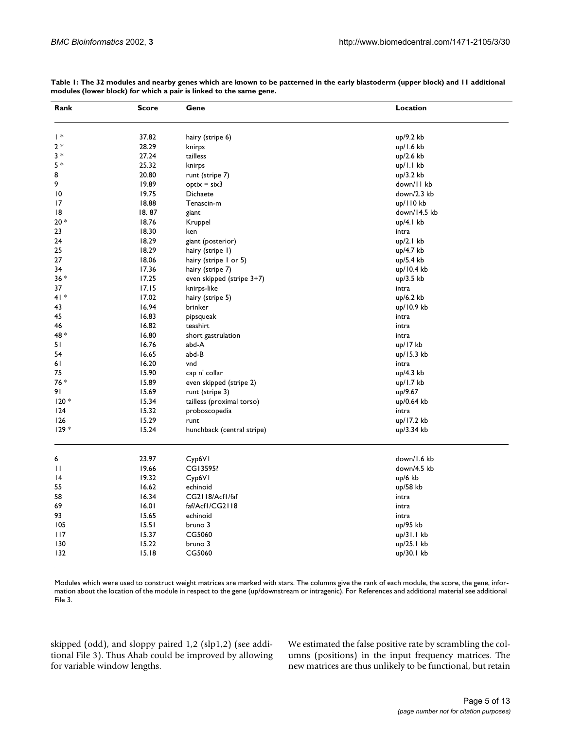**Table 1: The 32 modules and nearby genes which are known to be patterned in the early blastoderm (upper block) and 11 additional modules (lower block) for which a pair is linked to the same gene.**

| Rank | Score | Gene | Location |
| --- | --- | --- | --- |
| 1 * | 37.82 | hairy (stripe 6) | up/9.2 kb |
| 2 * | 28.29 | knirps | up/1.6 kb |
| 3 * | 27.24 | tailless | up/2.6 kb |
| 5 * | 25.32 | knirps | up/1.1 kb |
| 8 | 20.80 | runt (stripe 7) | up/3.2 kb |
| 9 | 19.89 | optix = six3 | down/11 kb |
| 10 | 19.75 | Dichaete | down/2.3 kb |
| 17 | 18.88 | Tenascin-m | up/110 kb |
| 18 | 18. 87 | giant | down/14.5 kb |
| 20 * | 18.76 | Kruppel | up/4.1 kb |
| 23 | 18.30 | ken | intra |
| 24 | 18.29 | giant (posterior) | up/2.1 kb |
| 25 | 18.29 | hairy (stripe 1) | up/4.7 kb |
| 27 | 18.06 | hairy (stripe 1 or 5) | up/5.4 kb |
| 34 | 17.36 | hairy (stripe 7) | up/10.4 kb |
| 36 * | 17.25 | even skipped (stripe 3+7) | up/3.5 kb |
| 37 | 17.15 | knirps-like | intra |
| 41 * | 17.02 | hairy (stripe 5) | up/6.2 kb |
| 43 | 16.94 | brinker | up/10.9 kb |
| 45 | 16.83 | pipsqueak | intra |
| 46 | 16.82 | teashirt | intra |
| 48 * | 16.80 | short gastrulation | intra |
| 51 | 16.76 | abd-A | up/17 kb |
| 54 | 16.65 | abd-B | up/15.3 kb |
| 61 | 16.20 | vnd | intra |
| 75 | 15.90 | cap n' collar | up/4.3 kb |
| 76 * | 15.89 | even skipped (stripe 2) | up/1.7 kb |
| 91 | 15.69 | runt (stripe 3) | up/9.67 |
| 120 * | 15.34 | tailless (proximal torso) | up/0.64 kb |
| 124 | 15.32 | proboscopedia | intra |
| 126 | 15.29 | runt | up/17.2 kb |
| 129 * | 15.24 | hunchback (central stripe) | up/3.34 kb |
| 6 | 23.97 | Cyp6V1 | down/1.6 kb |
| 11 | 19.66 | CG13595? | down/4.5 kb |
| 14 | 19.32 | Cyp6V1 | up/6 kb |
| 55 | 16.62 | echinoid | up/58 kb |
| 58 | 16.34 | CG2118/Acf1/faf | intra |
| 69 | 16.01 | faf/Acf1/CG2118 | intra |
| 93 | 15.65 | echinoid | intra |
| 105 | 15.51 | bruno 3 | up/95 kb |
| 117 | 15.37 | CG5060 | up/31.1 kb |
| 130 | 15.22 | bruno 3 | up/25.1 kb |
| 132 | 15.18 | CG5060 | up/30.1 kb |

Modules which were used to construct weight matrices are marked with stars. The columns give the rank of each module, the score, the gene, information about the location of the module in respect to the gene (up/downstream or intragenic). For References and additional material see additional File 3.

skipped (odd), and sloppy paired 1,2 (slp1,2) (see additional File 3). Thus Ahab could be improved by allowing for variable window lengths.

We estimated the false positive rate by scrambling the columns (positions) in the input frequency matrices. The new matrices are thus unlikely to be functional, but retain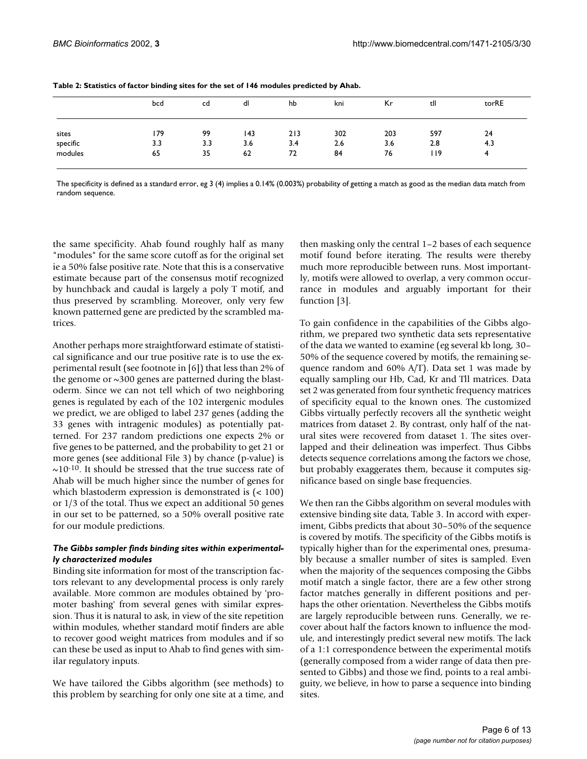**Table 2: Statistics of factor binding sites for the set of 146 modules predicted by Ahab.**

| | bcd | cd | dl | hb | kni | Kr | tll | torRE |
|---|---|---|---|---|---|---|---|---|
| sites | 179 | 99 | 143 | 213 | 302 | 203 | 597 | 24 |
| specific | 3.3 | 3.3 | 3.6 | 3.4 | 2.6 | 3.6 | 2.8 | 4.3 |
| modules | 65 | 35 | 62 | 72 | 84 | 76 | 119 | 4 |

The specificity is defined as a standard error, eg 3 (4) implies a 0.14% (0.003%) probability of getting a match as good as the median data match from random sequence.

the same specificity. Ahab found roughly half as many "modules" for the same score cutoff as for the original set ie a 50% false positive rate. Note that this is a conservative estimate because part of the consensus motif recognized by hunchback and caudal is largely a poly T motif, and thus preserved by scrambling. Moreover, only very few known patterned gene are predicted by the scrambled matrices.

Another perhaps more straightforward estimate of statistical significance and our true positive rate is to use the experimental result (see footnote in [6]) that less than 2% of the genome or ~300 genes are patterned during the blastoderm. Since we can not tell which of two neighboring genes is regulated by each of the 102 intergenic modules we predict, we are obliged to label 237 genes (adding the 33 genes with intragenic modules) as potentially patterned. For 237 random predictions one expects 2% or five genes to be patterned, and the probability to get 21 or more genes (see additional File 3) by chance (p-value) is $\sim 10^{-10}$. It should be stressed that the true success rate of Ahab will be much higher since the number of genes for which blastoderm expression is demonstrated is (< 100) or 1/3 of the total. Thus we expect an additional 50 genes in our set to be patterned, so a 50% overall positive rate for our module predictions.

### *The Gibbs sampler finds binding sites within experimentally characterized modules*

Binding site information for most of the transcription factors relevant to any developmental process is only rarely available. More common are modules obtained by 'promoter bashing' from several genes with similar expression. Thus it is natural to ask, in view of the site repetition within modules, whether standard motif finders are able to recover good weight matrices from modules and if so can these be used as input to Ahab to find genes with similar regulatory inputs.

We have tailored the Gibbs algorithm (see methods) to this problem by searching for only one site at a time, and then masking only the central 1–2 bases of each sequence motif found before iterating. The results were thereby much more reproducible between runs. Most importantly, motifs were allowed to overlap, a very common occurrance in modules and arguably important for their function [3].

To gain confidence in the capabilities of the Gibbs algorithm, we prepared two synthetic data sets representative of the data we wanted to examine (eg several kb long, 30–50% of the sequence covered by motifs, the remaining sequence random and 60% A/T). Data set 1 was made by equally sampling our Hb, Cad, Kr and Tll matrices. Data set 2 was generated from four synthetic frequency matrices of specificity equal to the known ones. The customized Gibbs virtually perfectly recovers all the synthetic weight matrices from dataset 2. By contrast, only half of the natural sites were recovered from dataset 1. The sites overlapped and their delineation was imperfect. Thus Gibbs detects sequence correlations among the factors we chose, but probably exaggerates them, because it computes significance based on single base frequencies.

We then ran the Gibbs algorithm on several modules with extensive binding site data, Table 3. In accord with experiment, Gibbs predicts that about 30–50% of the sequence is covered by motifs. The specificity of the Gibbs motifs is typically higher than for the experimental ones, presumably because a smaller number of sites is sampled. Even when the majority of the sequences composing the Gibbs motif match a single factor, there are a few other strong factor matches generally in different positions and perhaps the other orientation. Nevertheless the Gibbs motifs are largely reproducible between runs. Generally, we recover about half the factors known to influence the module, and interestingly predict several new motifs. The lack of a 1:1 correspondence between the experimental motifs (generally composed from a wider range of data then presented to Gibbs) and those we find, points to a real ambiguity, we believe, in how to parse a sequence into binding sites.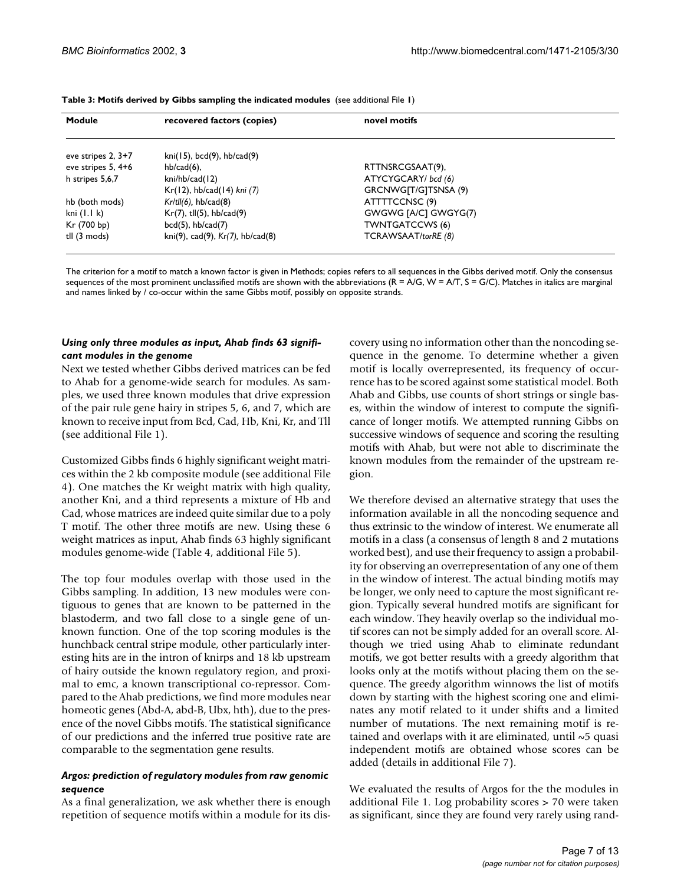**Table 3: Motifs derived by Gibbs sampling the indicated modules** (see additional File 1)

| Module | recovered factors (copies) | novel motifs |
| --- | --- | --- |
| eve stripes 2, 3+7 | kni(15), bcd(9), hb/cad(9) | |
| eve stripes 5, 4+6 | hb/cad(6), | RTTNSRCGSAAT(9), |
| h stripes 5,6,7 | kni/hb/cad(12) | ATYCYGCARY/ *bcd (6)* |
| | Kr(12), hb/cad(14) *kni (7)* | GRCNWG[T/G]TSNSA (9) |
| hb (both mods) | *Kr/tll(6)*, hb/cad(8) | ATTTTCCNSC (9) |
| kni (1.1 k) | Kr(7), tll(5), hb/cad(9) | GWGWG [A/C] GWGYG(7) |
| Kr (700 bp) | bcd(5), hb/cad(7) | TWNTGATCCWS (6) |
| tll (3 mods) | kni(9), cad(9), *Kr(7)*, hb/cad(8) | TCRAWSAAT/*torRE (8)* |

The criterion for a motif to match a known factor is given in Methods; copies refers to all sequences in the Gibbs derived motif. Only the consensus sequences of the most prominent unclassified motifs are shown with the abbreviations (R = A/G, W = A/T, S = G/C). Matches in italics are marginal and names linked by / co-occur within the same Gibbs motif, possibly on opposite strands.

### *Using only three modules as input, Ahab finds 63 significant modules in the genome*

Next we tested whether Gibbs derived matrices can be fed to Ahab for a genome-wide search for modules. As samples, we used three known modules that drive expression of the pair rule gene hairy in stripes 5, 6, and 7, which are known to receive input from Bcd, Cad, Hb, Kni, Kr, and Tll (see additional File 1).

Customized Gibbs finds 6 highly significant weight matrices within the 2 kb composite module (see additional File 4). One matches the Kr weight matrix with high quality, another Kni, and a third represents a mixture of Hb and Cad, whose matrices are indeed quite similar due to a poly T motif. The other three motifs are new. Using these 6 weight matrices as input, Ahab finds 63 highly significant modules genome-wide (Table 4, additional File 5).

The top four modules overlap with those used in the Gibbs sampling. In addition, 13 new modules were contiguous to genes that are known to be patterned in the blastoderm, and two fall close to a single gene of unknown function. One of the top scoring modules is the hunchback central stripe module, other particularly interesting hits are in the intron of knirps and 18 kb upstream of hairy outside the known regulatory region, and proximal to emc, a known transcriptional co-repressor. Compared to the Ahab predictions, we find more modules near homeotic genes (Abd-A, abd-B, Ubx, hth), due to the presence of the novel Gibbs motifs. The statistical significance of our predictions and the inferred true positive rate are comparable to the segmentation gene results.

### *Argos: prediction of regulatory modules from raw genomic sequence*

As a final generalization, we ask whether there is enough repetition of sequence motifs within a module for its discovery using no information other than the noncoding sequence in the genome. To determine whether a given motif is locally overrepresented, its frequency of occurrence has to be scored against some statistical model. Both Ahab and Gibbs, use counts of short strings or single bases, within the window of interest to compute the significance of longer motifs. We attempted running Gibbs on successive windows of sequence and scoring the resulting motifs with Ahab, but were not able to discriminate the known modules from the remainder of the upstream region.

We therefore devised an alternative strategy that uses the information available in all the noncoding sequence and thus extrinsic to the window of interest. We enumerate all motifs in a class (a consensus of length 8 and 2 mutations worked best), and use their frequency to assign a probability for observing an overrepresentation of any one of them in the window of interest. The actual binding motifs may be longer, we only need to capture the most significant region. Typically several hundred motifs are significant for each window. They heavily overlap so the individual motif scores can not be simply added for an overall score. Although we tried using Ahab to eliminate redundant motifs, we got better results with a greedy algorithm that looks only at the motifs without placing them on the sequence. The greedy algorithm winnows the list of motifs down by starting with the highest scoring one and eliminates any motif related to it under shifts and a limited number of mutations. The next remaining motif is retained and overlaps with it are eliminated, until ~5 quasi independent motifs are obtained whose scores can be added (details in additional File 7).

We evaluated the results of Argos for the the modules in additional File 1. Log probability scores > 70 were taken as significant, since they are found very rarely using rand-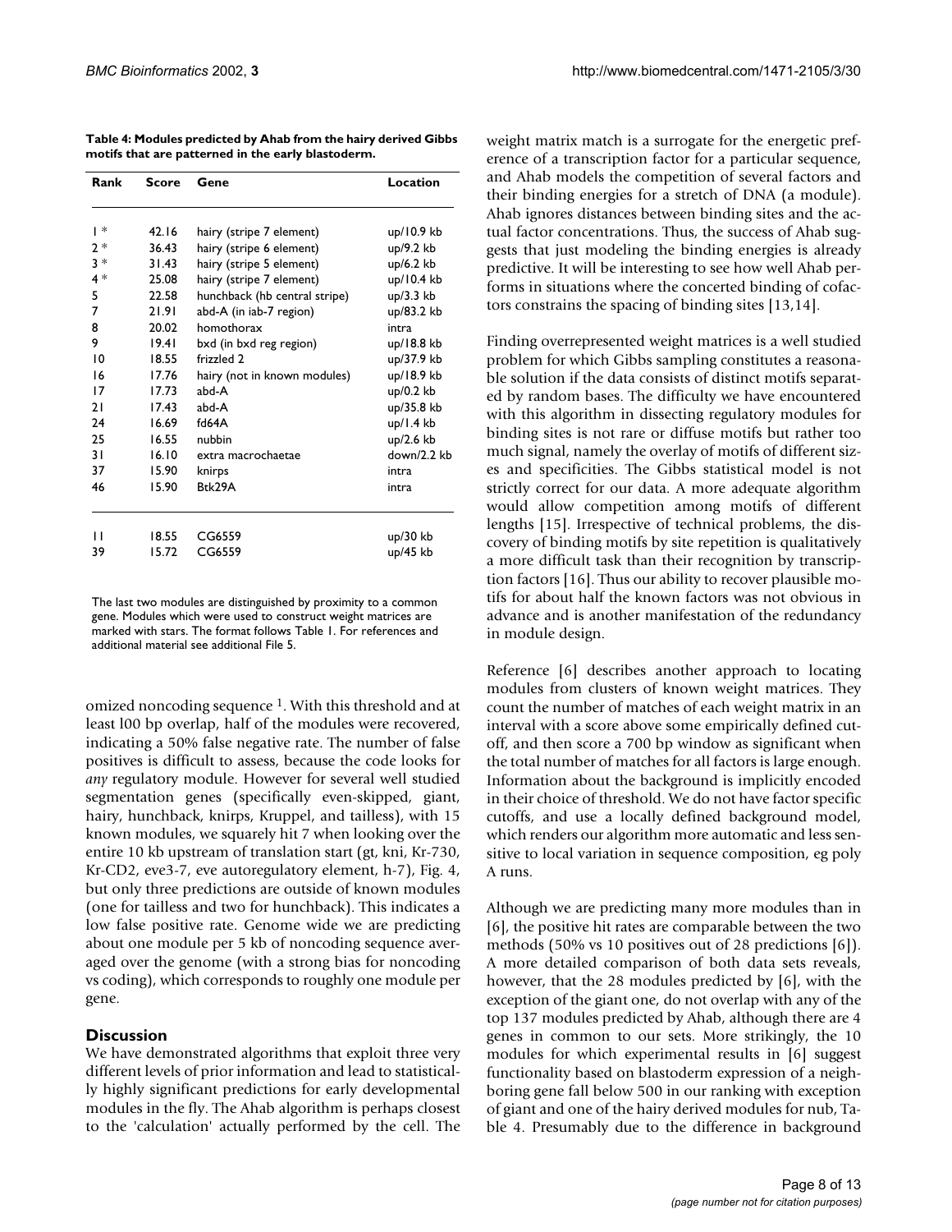**Table 4: Modules predicted by Ahab from the hairy derived Gibbs motifs that are patterned in the early blastoderm.**

| Rank | Score | Gene | Location |
| --- | --- | --- | --- |
| 1 * | 42.16 | hairy (stripe 7 element) | up/10.9 kb |
| 2 * | 36.43 | hairy (stripe 6 element) | up/9.2 kb |
| 3 * | 31.43 | hairy (stripe 5 element) | up/6.2 kb |
| 4 * | 25.08 | hairy (stripe 7 element) | up/10.4 kb |
| 5 | 22.58 | hunchback (hb central stripe) | up/3.3 kb |
| 7 | 21.91 | abd-A (in iab-7 region) | up/83.2 kb |
| 8 | 20.02 | homothorax | intra |
| 9 | 19.41 | bxd (in bxd reg region) | up/18.8 kb |
| 10 | 18.55 | frizzled 2 | up/37.9 kb |
| 16 | 17.76 | hairy (not in known modules) | up/18.9 kb |
| 17 | 17.73 | abd-A | up/0.2 kb |
| 21 | 17.43 | abd-A | up/35.8 kb |
| 24 | 16.69 | fd64A | up/1.4 kb |
| 25 | 16.55 | nubbin | up/2.6 kb |
| 31 | 16.10 | extra macrochaetae | down/2.2 kb |
| 37 | 15.90 | knirps | intra |
| 46 | 15.90 | Btk29A | intra |
| 11 | 18.55 | CG6559 | up/30 kb |
| 39 | 15.72 | CG6559 | up/45 kb |

The last two modules are distinguished by proximity to a common gene. Modules which were used to construct weight matrices are marked with stars. The format follows Table 1. For references and additional material see additional File 5.

omized noncoding sequence [1]. With this threshold and at least 100 bp overlap, half of the modules were recovered, indicating a 50% false negative rate. The number of false positives is difficult to assess, because the code looks for *any* regulatory module. However for several well studied segmentation genes (specifically even-skipped, giant, hairy, hunchback, knirps, Kruppel, and tailless), with 15 known modules, we squarely hit 7 when looking over the entire 10 kb upstream of translation start (gt, kni, Kr-730, Kr-CD2, eve3-7, eve autoregulatory element, h-7), Fig. 4, but only three predictions are outside of known modules (one for tailless and two for hunchback). This indicates a low false positive rate. Genome wide we are predicting about one module per 5 kb of noncoding sequence averaged over the genome (with a strong bias for noncoding vs coding), which corresponds to roughly one module per gene.

## Discussion

We have demonstrated algorithms that exploit three very different levels of prior information and lead to statistically highly significant predictions for early developmental modules in the fly. The Ahab algorithm is perhaps closest to the 'calculation' actually performed by the cell. The weight matrix match is a surrogate for the energetic preference of a transcription factor for a particular sequence, and Ahab models the competition of several factors and their binding energies for a stretch of DNA (a module). Ahab ignores distances between binding sites and the actual factor concentrations. Thus, the success of Ahab suggests that just modeling the binding energies is already predictive. It will be interesting to see how well Ahab performs in situations where the concerted binding of cofactors constrains the spacing of binding sites [13,14].

Finding overrepresented weight matrices is a well studied problem for which Gibbs sampling constitutes a reasonable solution if the data consists of distinct motifs separated by random bases. The difficulty we have encountered with this algorithm in dissecting regulatory modules for binding sites is not rare or diffuse motifs but rather too much signal, namely the overlay of motifs of different sizes and specificities. The Gibbs statistical model is not strictly correct for our data. A more adequate algorithm would allow competition among motifs of different lengths [15]. Irrespective of technical problems, the discovery of binding motifs by site repetition is qualitatively a more difficult task than their recognition by transcription factors [16]. Thus our ability to recover plausible motifs for about half the known factors was not obvious in advance and is another manifestation of the redundancy in module design.

Reference [6] describes another approach to locating modules from clusters of known weight matrices. They count the number of matches of each weight matrix in an interval with a score above some empirically defined cutoff, and then score a 700 bp window as significant when the total number of matches for all factors is large enough. Information about the background is implicitly encoded in their choice of threshold. We do not have factor specific cutoffs, and use a locally defined background model, which renders our algorithm more automatic and less sensitive to local variation in sequence composition, eg poly A runs.

Although we are predicting many more modules than in [6], the positive hit rates are comparable between the two methods (50% vs 10 positives out of 28 predictions [6]). A more detailed comparison of both data sets reveals, however, that the 28 modules predicted by [6], with the exception of the giant one, do not overlap with any of the top 137 modules predicted by Ahab, although there are 4 genes in common to our sets. More strikingly, the 10 modules for which experimental results in [6] suggest functionality based on blastoderm expression of a neighboring gene fall below 500 in our ranking with exception of giant and one of the hairy derived modules for nub, Table 4. Presumably due to the difference in background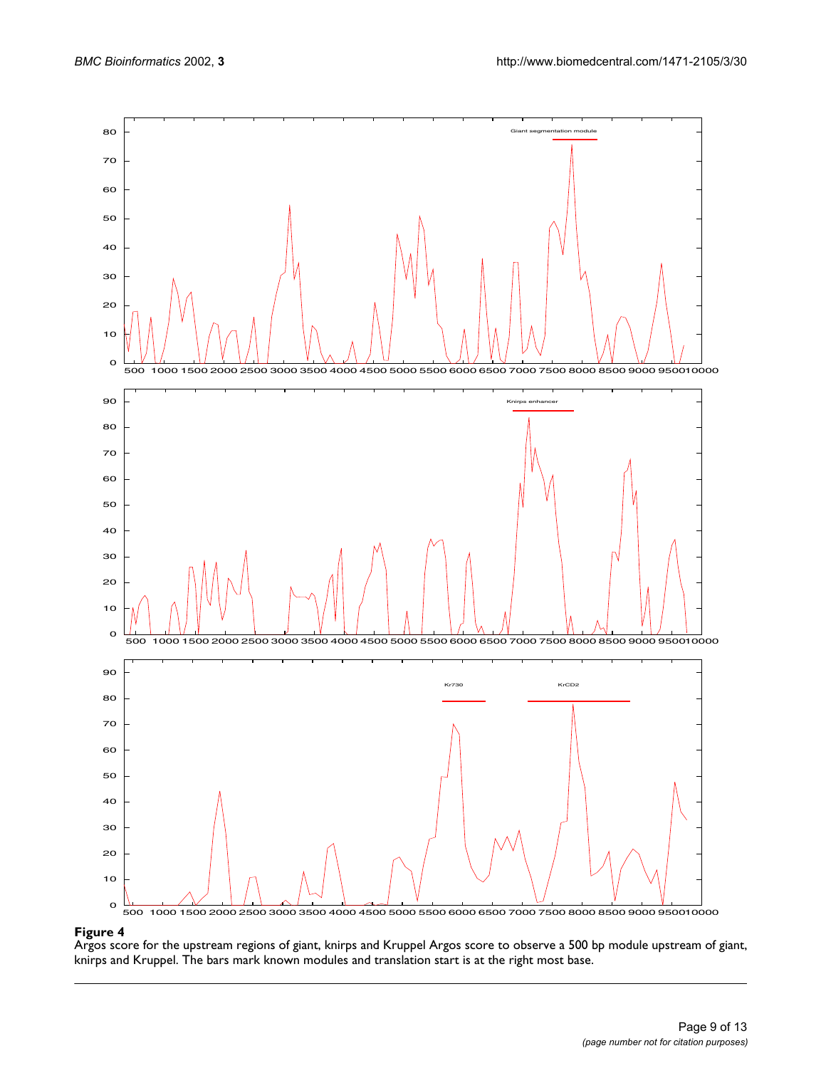**Figure 4**

Argos score for the upstream regions of giant, knirps and Kruppel Argos score to observe a 500 bp module upstream of giant, knirps and Kruppel. The bars mark known modules and translation start is at the right most base.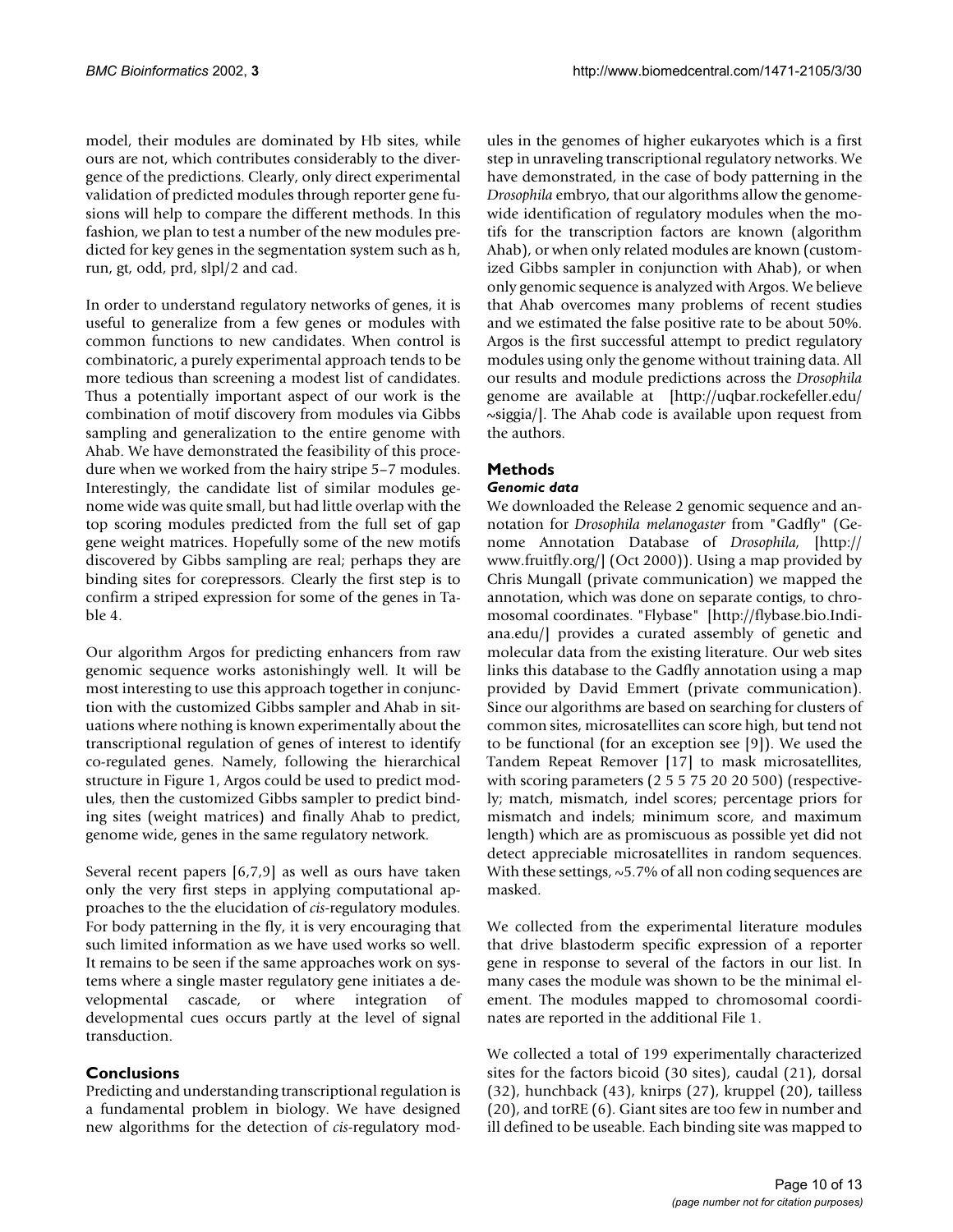model, their modules are dominated by Hb sites, while ours are not, which contributes considerably to the divergence of the predictions. Clearly, only direct experimental validation of predicted modules through reporter gene fusions will help to compare the different methods. In this fashion, we plan to test a number of the new modules predicted for key genes in the segmentation system such as h, run, gt, odd, prd, slpl/2 and cad.

In order to understand regulatory networks of genes, it is useful to generalize from a few genes or modules with common functions to new candidates. When control is combinatoric, a purely experimental approach tends to be more tedious than screening a modest list of candidates. Thus a potentially important aspect of our work is the combination of motif discovery from modules via Gibbs sampling and generalization to the entire genome with Ahab. We have demonstrated the feasibility of this procedure when we worked from the hairy stripe 5–7 modules. Interestingly, the candidate list of similar modules genome wide was quite small, but had little overlap with the top scoring modules predicted from the full set of gap gene weight matrices. Hopefully some of the new motifs discovered by Gibbs sampling are real; perhaps they are binding sites for corepressors. Clearly the first step is to confirm a striped expression for some of the genes in Table 4.

Our algorithm Argos for predicting enhancers from raw genomic sequence works astonishingly well. It will be most interesting to use this approach together in conjunction with the customized Gibbs sampler and Ahab in situations where nothing is known experimentally about the transcriptional regulation of genes of interest to identify co-regulated genes. Namely, following the hierarchical structure in Figure 1, Argos could be used to predict modules, then the customized Gibbs sampler to predict binding sites (weight matrices) and finally Ahab to predict, genome wide, genes in the same regulatory network.

Several recent papers [6,7,9] as well as ours have taken only the very first steps in applying computational approaches to the the elucidation of *cis*-regulatory modules. For body patterning in the fly, it is very encouraging that such limited information as we have used works so well. It remains to be seen if the same approaches work on systems where a single master regulatory gene initiates a developmental cascade, or where integration of developmental cues occurs partly at the level of signal transduction.

## Conclusions

Predicting and understanding transcriptional regulation is a fundamental problem in biology. We have designed new algorithms for the detection of *cis*-regulatory modules in the genomes of higher eukaryotes which is a first step in unraveling transcriptional regulatory networks. We have demonstrated, in the case of body patterning in the *Drosophila* embryo, that our algorithms allow the genome-wide identification of regulatory modules when the motifs for the transcription factors are known (algorithm Ahab), or when only related modules are known (customized Gibbs sampler in conjunction with Ahab), or when only genomic sequence is analyzed with Argos. We believe that Ahab overcomes many problems of recent studies and we estimated the false positive rate to be about 50%. Argos is the first successful attempt to predict regulatory modules using only the genome without training data. All our results and module predictions across the *Drosophila* genome are available at [http://uqbar.rockefeller.edu/~siggia/]. The Ahab code is available upon request from the authors.

## Methods

### *Genomic data*

We downloaded the Release 2 genomic sequence and annotation for *Drosophila melanogaster* from "Gadfly" (Genome Annotation Database of *Drosophila*, [http://www.fruitfly.org/] (Oct 2000)). Using a map provided by Chris Mungall (private communication) we mapped the annotation, which was done on separate contigs, to chromosomal coordinates. "Flybase" [http://flybase.bio.Indiana.edu/] provides a curated assembly of genetic and molecular data from the existing literature. Our web sites links this database to the Gadfly annotation using a map provided by David Emmert (private communication). Since our algorithms are based on searching for clusters of common sites, microsatellites can score high, but tend not to be functional (for an exception see [9]). We used the Tandem Repeat Remover [17] to mask microsatellites, with scoring parameters (2 5 5 75 20 20 500) (respectively; match, mismatch, indel scores; percentage priors for mismatch and indels; minimum score, and maximum length) which are as promiscuous as possible yet did not detect appreciable microsatellites in random sequences. With these settings, ~5.7% of all non coding sequences are masked.

We collected from the experimental literature modules that drive blastoderm specific expression of a reporter gene in response to several of the factors in our list. In many cases the module was shown to be the minimal element. The modules mapped to chromosomal coordinates are reported in the additional File 1.

We collected a total of 199 experimentally characterized sites for the factors bicoid (30 sites), caudal (21), dorsal (32), hunchback (43), knirps (27), kruppel (20), tailless (20), and torRE (6). Giant sites are too few in number and ill defined to be useable. Each binding site was mapped to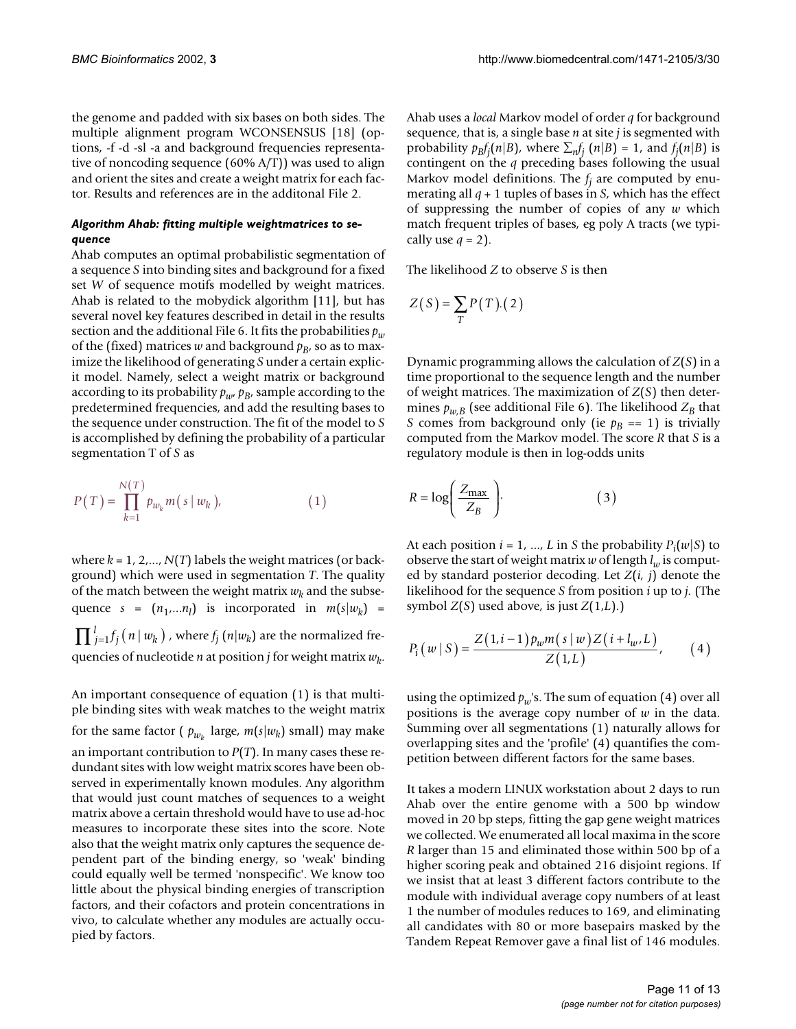the genome and padded with six bases on both sides. The multiple alignment program WCONSENSUS [18] (options, -f -d -sl -a and background frequencies representative of noncoding sequence (60% A/T)) was used to align and orient the sites and create a weight matrix for each factor. Results and references are in the additonal File 2.

#### *Algorithm Ahab: fitting multiple weightmatrices to sequence*

Ahab computes an optimal probabilistic segmentation of a sequence *S* into binding sites and background for a fixed set *W* of sequence motifs modelled by weight matrices. Ahab is related to the mobydick algorithm [11], but has several novel key features described in detail in the results section and the additional File 6. It fits the probabilities $p_w$ of the (fixed) matrices *w* and background $p_B$, so as to maximize the likelihood of generating *S* under a certain explicit model. Namely, select a weight matrix or background according to its probability $p_w$, $p_B$, sample according to the predetermined frequencies, and add the resulting bases to the sequence under construction. The fit of the model to *S* is accomplished by defining the probability of a particular segmentation T of *S* as

$$P(T) = \prod_{k=1}^{N(T)} p_{w_k} m(s \mid w_k), \qquad (1)$$

where $k = 1, 2,..., N(T)$ labels the weight matrices (or background) which were used in segmentation *T*. The quality of the match between the weight matrix $w_k$ and the subsequence $s = (n_1,...n_l)$ is incorporated in $m(s|w_k) = \prod_{j=1}^{l} f_j(n \mid w_k)$, where $f_j(n|w_k)$ are the normalized frequencies of nucleotide *n* at position *j* for weight matrix $w_k$.

An important consequence of equation (1) is that multiple binding sites with weak matches to the weight matrix for the same factor ( $p_{w_k}$ large, $m(s|w_k)$ small) may make an important contribution to $P(T)$. In many cases these redundant sites with low weight matrix scores have been observed in experimentally known modules. Any algorithm that would just count matches of sequences to a weight matrix above a certain threshold would have to use ad-hoc measures to incorporate these sites into the score. Note also that the weight matrix only captures the sequence dependent part of the binding energy, so 'weak' binding could equally well be termed 'nonspecific'. We know too little about the physical binding energies of transcription factors, and their cofactors and protein concentrations in vivo, to calculate whether any modules are actually occupied by factors.

Ahab uses a *local* Markov model of order *q* for background sequence, that is, a single base *n* at site *j* is segmented with probability $p_B f_j(n|B)$, where $\sum_n f_j(n|B) = 1$, and $f_j(n|B)$ is contingent on the *q* preceding bases following the usual Markov model definitions. The $f_j$ are computed by enumerating all $q + 1$ tuples of bases in *S*, which has the effect of suppressing the number of copies of any *w* which match frequent triples of bases, eg poly A tracts (we typically use $q = 2$).

The likelihood *Z* to observe *S* is then

$$Z(S) = \sum_T P(T).(2)$$

Dynamic programming allows the calculation of $Z(S)$ in a time proportional to the sequence length and the number of weight matrices. The maximization of $Z(S)$ then determines $p_{w,B}$ (see additional File 6). The likelihood $Z_B$ that *S* comes from background only (ie $p_B == 1$) is trivially computed from the Markov model. The score *R* that *S* is a regulatory module is then in log-odds units

$$R = \log\left(\frac{Z_{\max}}{Z_B}\right). \qquad (3)$$

At each position $i = 1, ..., L$ in *S* the probability $P_i(w|S)$ to observe the start of weight matrix *w* of length $l_w$ is computed by standard posterior decoding. Let $Z(i, j)$ denote the likelihood for the sequence *S* from position *i* up to *j*. (The symbol $Z(S)$ used above, is just $Z(1,L)$.)

$$P_i(w \mid S) = \frac{Z(1, i-1)\, p_w m(s \mid w)\, Z(i + l_w, L)}{Z(1, L)}, \qquad (4)$$

using the optimized $p_w$'s. The sum of equation (4) over all positions is the average copy number of *w* in the data. Summing over all segmentations (1) naturally allows for overlapping sites and the 'profile' (4) quantifies the competition between different factors for the same bases.

It takes a modern LINUX workstation about 2 days to run Ahab over the entire genome with a 500 bp window moved in 20 bp steps, fitting the gap gene weight matrices we collected. We enumerated all local maxima in the score *R* larger than 15 and eliminated those within 500 bp of a higher scoring peak and obtained 216 disjoint regions. If we insist that at least 3 different factors contribute to the module with individual average copy numbers of at least 1 the number of modules reduces to 169, and eliminating all candidates with 80 or more basepairs masked by the Tandem Repeat Remover gave a final list of 146 modules.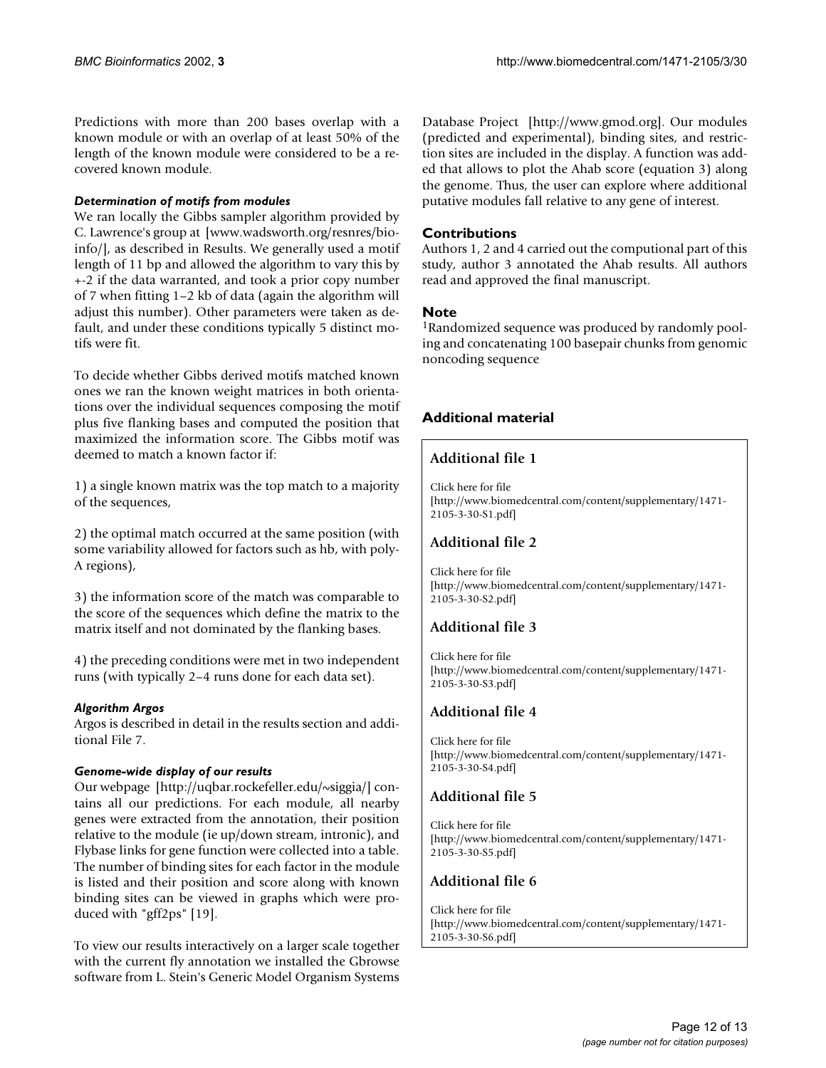Predictions with more than 200 bases overlap with a known module or with an overlap of at least 50% of the length of the known module were considered to be a recovered known module.

#### *Determination of motifs from modules*

We ran locally the Gibbs sampler algorithm provided by C. Lawrence's group at [www.wadsworth.org/resnres/bioinfo/], as described in Results. We generally used a motif length of 11 bp and allowed the algorithm to vary this by +-2 if the data warranted, and took a prior copy number of 7 when fitting 1–2 kb of data (again the algorithm will adjust this number). Other parameters were taken as default, and under these conditions typically 5 distinct motifs were fit.

To decide whether Gibbs derived motifs matched known ones we ran the known weight matrices in both orientations over the individual sequences composing the motif plus five flanking bases and computed the position that maximized the information score. The Gibbs motif was deemed to match a known factor if:

1) a single known matrix was the top match to a majority of the sequences,

2) the optimal match occurred at the same position (with some variability allowed for factors such as hb, with poly-A regions),

3) the information score of the match was comparable to the score of the sequences which define the matrix to the matrix itself and not dominated by the flanking bases.

4) the preceding conditions were met in two independent runs (with typically 2–4 runs done for each data set).

#### *Algorithm Argos*

Argos is described in detail in the results section and additional File 7.

#### *Genome-wide display of our results*

Our webpage [http://uqbar.rockefeller.edu/~siggia/] contains all our predictions. For each module, all nearby genes were extracted from the annotation, their position relative to the module (ie up/down stream, intronic), and Flybase links for gene function were collected into a table. The number of binding sites for each factor in the module is listed and their position and score along with known binding sites can be viewed in graphs which were produced with "gff2ps" [19].

To view our results interactively on a larger scale together with the current fly annotation we installed the Gbrowse software from L. Stein's Generic Model Organism Systems Database Project [http://www.gmod.org]. Our modules (predicted and experimental), binding sites, and restriction sites are included in the display. A function was added that allows to plot the Ahab score (equation 3) along the genome. Thus, the user can explore where additional putative modules fall relative to any gene of interest.

## Contributions

Authors 1, 2 and 4 carried out the computional part of this study, author 3 annotated the Ahab results. All authors read and approved the final manuscript.

## Note

[1]Randomized sequence was produced by randomly pooling and concatenating 100 basepair chunks from genomic noncoding sequence

## Additional material

### Additional file 1

Click here for file
[http://www.biomedcentral.com/content/supplementary/1471-2105-3-30-S1.pdf]

### Additional file 2

Click here for file
[http://www.biomedcentral.com/content/supplementary/1471-2105-3-30-S2.pdf]

### Additional file 3

Click here for file
[http://www.biomedcentral.com/content/supplementary/1471-2105-3-30-S3.pdf]

### Additional file 4

Click here for file
[http://www.biomedcentral.com/content/supplementary/1471-2105-3-30-S4.pdf]

### Additional file 5

Click here for file
[http://www.biomedcentral.com/content/supplementary/1471-2105-3-30-S5.pdf]

### Additional file 6

Click here for file
[http://www.biomedcentral.com/content/supplementary/1471-2105-3-30-S6.pdf]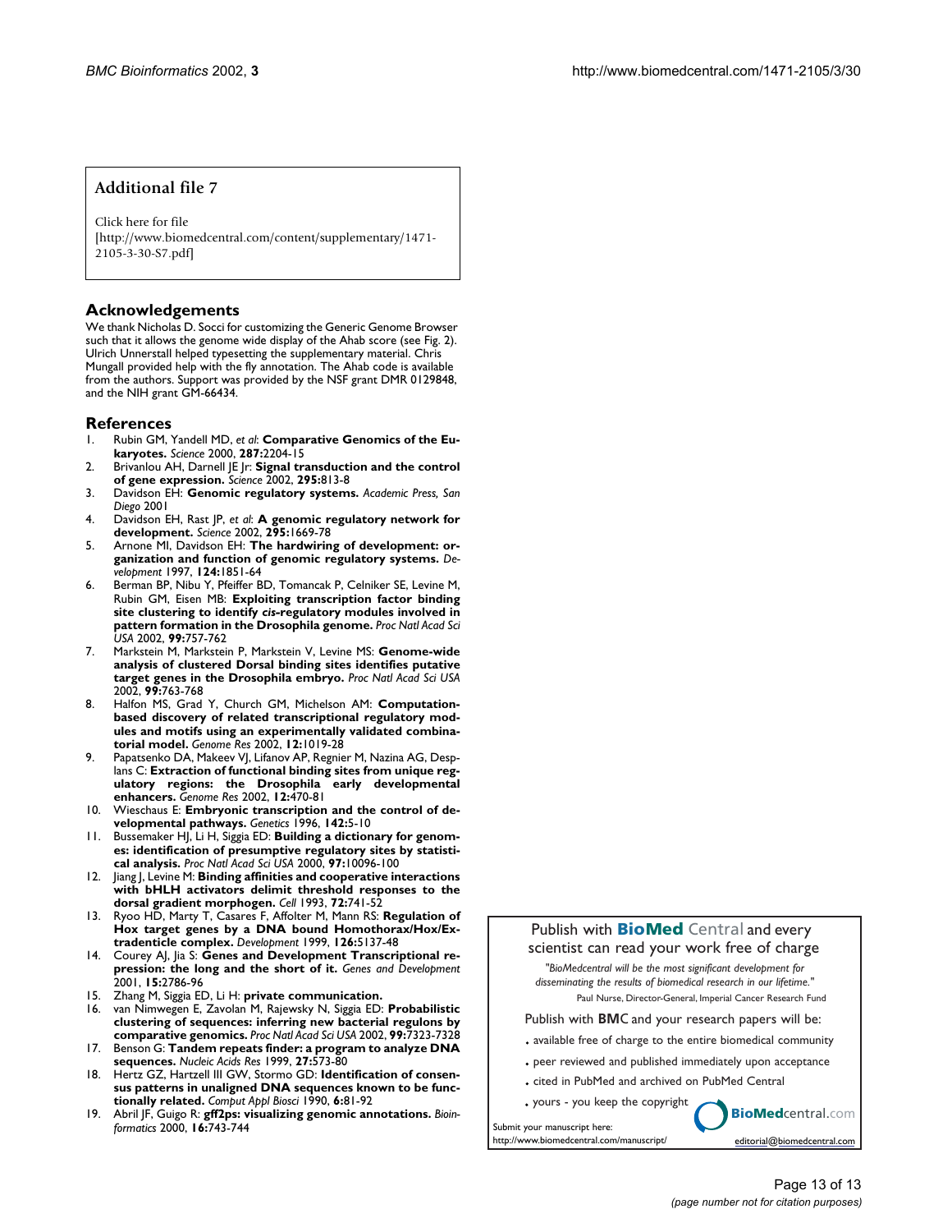## Additional file 7

Click here for file
[http://www.biomedcentral.com/content/supplementary/1471-2105-3-30-S7.pdf]

## Acknowledgements

We thank Nicholas D. Socci for customizing the Generic Genome Browser such that it allows the genome wide display of the Ahab score (see Fig. 2). Ulrich Unnerstall helped typesetting the supplementary material. Chris Mungall provided help with the fly annotation. The Ahab code is available from the authors. Support was provided by the NSF grant DMR 0129848, and the NIH grant GM-66434.

## References

1. Rubin GM, Yandell MD, *et al*: **Comparative Genomics of the Eukaryotes.** *Science* 2000, **287:**2204-15
2. Brivanlou AH, Darnell JE Jr: **Signal transduction and the control of gene expression.** *Science* 2002, **295:**813-8
3. Davidson EH: **Genomic regulatory systems.** *Academic Press, San Diego* 2001
4. Davidson EH, Rast JP, *et al*: **A genomic regulatory network for development.** *Science* 2002, **295:**1669-78
5. Arnone MI, Davidson EH: **The hardwiring of development: organization and function of genomic regulatory systems.** *Development* 1997, **124:**1851-64
6. Berman BP, Nibu Y, Pfeiffer BD, Tomancak P, Celniker SE, Levine M, Rubin GM, Eisen MB: **Exploiting transcription factor binding site clustering to identify *cis*-regulatory modules involved in pattern formation in the Drosophila genome.** *Proc Natl Acad Sci USA* 2002, **99:**757-762
7. Markstein M, Markstein P, Markstein V, Levine MS: **Genome-wide analysis of clustered Dorsal binding sites identifies putative target genes in the Drosophila embryo.** *Proc Natl Acad Sci USA* 2002, **99:**763-768
8. Halfon MS, Grad Y, Church GM, Michelson AM: **Computation-based discovery of related transcriptional regulatory modules and motifs using an experimentally validated combinatorial model.** *Genome Res* 2002, **12:**1019-28
9. Papatsenko DA, Makeev VJ, Lifanov AP, Regnier M, Nazina AG, Desplans C: **Extraction of functional binding sites from unique regulatory regions: the Drosophila early developmental enhancers.** *Genome Res* 2002, **12:**470-81
10. Wieschaus E: **Embryonic transcription and the control of developmental pathways.** *Genetics* 1996, **142:**5-10
11. Bussemaker HJ, Li H, Siggia ED: **Building a dictionary for genomes: identification of presumptive regulatory sites by statistical analysis.** *Proc Natl Acad Sci USA* 2000, **97:**10096-100
12. Jiang J, Levine M: **Binding affinities and cooperative interactions with bHLH activators delimit threshold responses to the dorsal gradient morphogen.** *Cell* 1993, **72:**741-52
13. Ryoo HD, Marty T, Casares F, Affolter M, Mann RS: **Regulation of Hox target genes by a DNA bound Homothorax/Hox/Extradenticle complex.** *Development* 1999, **126:**5137-48
14. Courey AJ, Jia S: **Genes and Development Transcriptional repression: the long and the short of it.** *Genes and Development* 2001, **15:**2786-96
15. Zhang M, Siggia ED, Li H: **private communication.**
16. van Nimwegen E, Zavolan M, Rajewsky N, Siggia ED: **Probabilistic clustering of sequences: inferring new bacterial regulons by comparative genomics.** *Proc Natl Acad Sci USA* 2002, **99:**7323-7328
17. Benson G: **Tandem repeats finder: a program to analyze DNA sequences.** *Nucleic Acids Res* 1999, **27:**573-80
18. Hertz GZ, Hartzell III GW, Stormo GD: **Identification of consensus patterns in unaligned DNA sequences known to be functionally related.** *Comput Appl Biosci* 1990, **6:**81-92
19. Abril JF, Guigo R: **gff2ps: visualizing genomic annotations.** *Bioinformatics* 2000, **16:**743-744

Publish with **BioMed** Central and every scientist can read your work free of charge

*"BioMedcentral will be the most significant development for disseminating the results of biomedical research in our lifetime."*
Paul Nurse, Director-General, Imperial Cancer Research Fund

Publish with **BMC** and your research papers will be:

- available free of charge to the entire biomedical community
- peer reviewed and published immediately upon acceptance
- cited in PubMed and archived on PubMed Central
- yours - you keep the copyright

**BioMed**central.com

Submit your manuscript here:
http://www.biomedcentral.com/manuscript/

editorial@biomedcentral.com